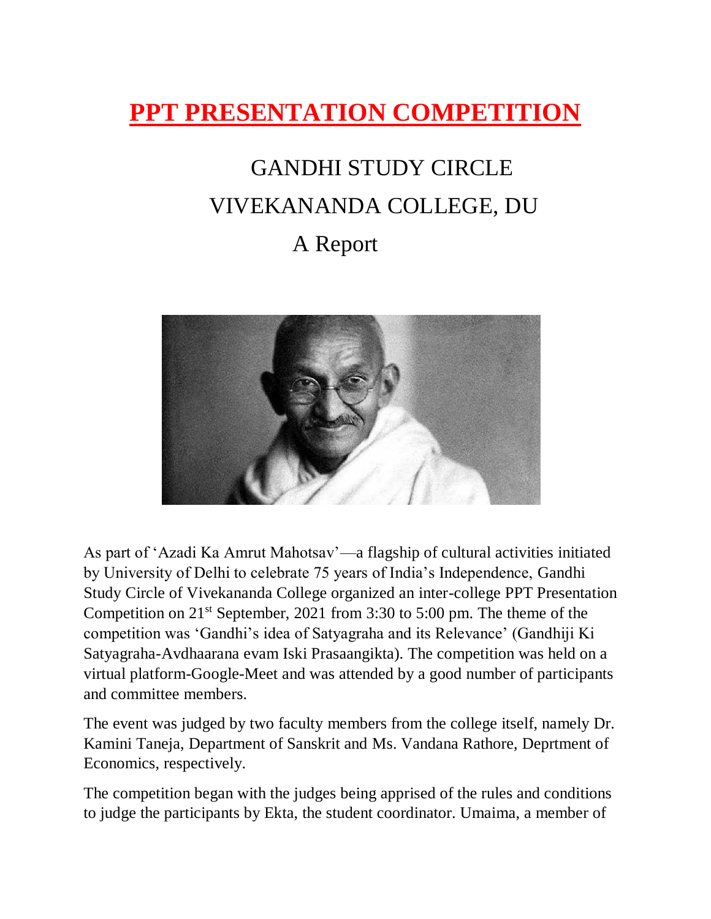# PPT PRESENTATION COMPETITION

GANDHI STUDY CIRCLE

VIVEKANANDA COLLEGE, DU

A Report

As part of 'Azadi Ka Amrut Mahotsav'—a flagship of cultural activities initiated by University of Delhi to celebrate 75 years of India's Independence, Gandhi Study Circle of Vivekananda College organized an inter-college PPT Presentation Competition on 21st September, 2021 from 3:30 to 5:00 pm. The theme of the competition was 'Gandhi's idea of Satyagraha and its Relevance' (Gandhiji Ki Satyagraha-Avdhaarana evam Iski Prasaangikta). The competition was held on a virtual platform-Google-Meet and was attended by a good number of participants and committee members.

The event was judged by two faculty members from the college itself, namely Dr. Kamini Taneja, Department of Sanskrit and Ms. Vandana Rathore, Deprtment of Economics, respectively.

The competition began with the judges being apprised of the rules and conditions to judge the participants by Ekta, the student coordinator. Umaima, a member of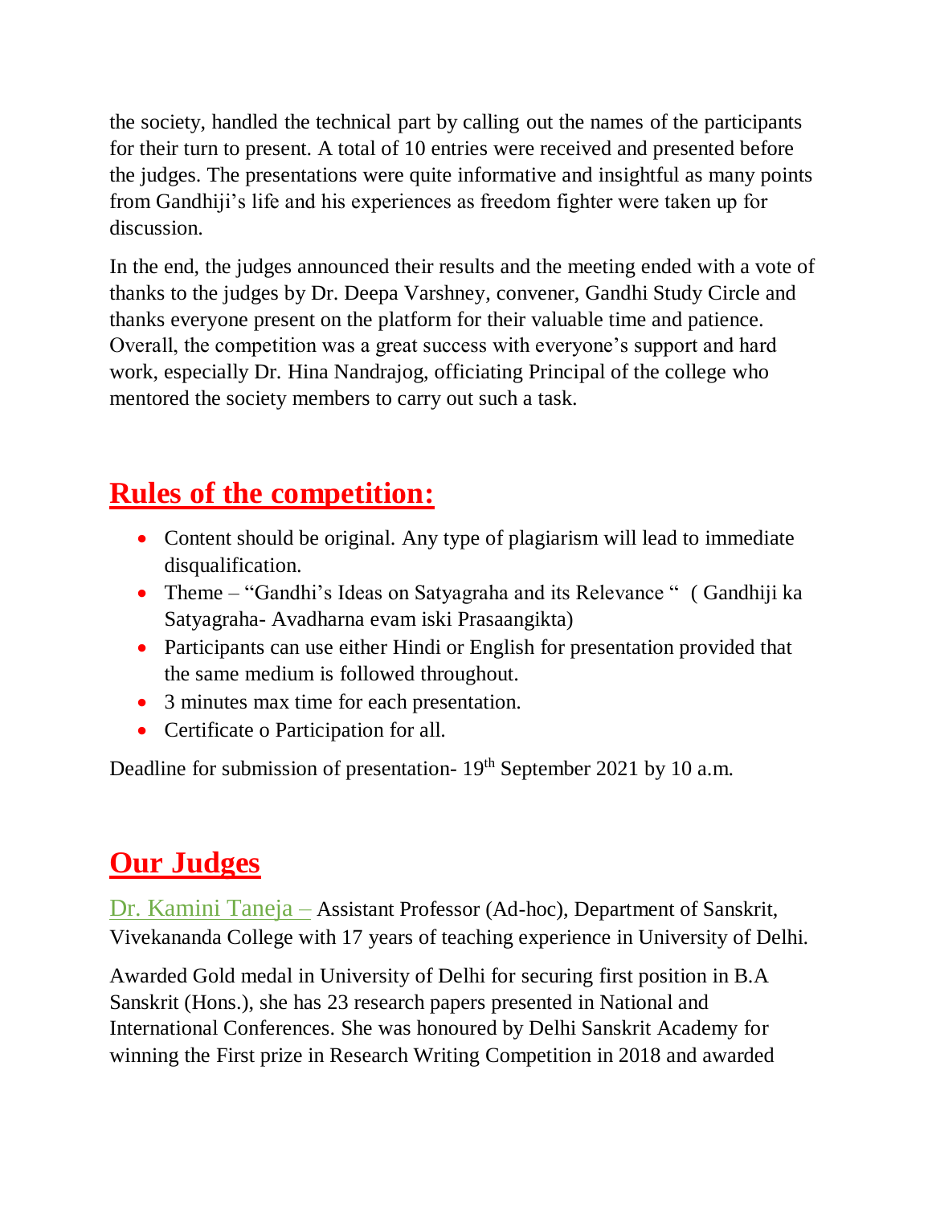the society, handled the technical part by calling out the names of the participants for their turn to present. A total of 10 entries were received and presented before the judges. The presentations were quite informative and insightful as many points from Gandhiji's life and his experiences as freedom fighter were taken up for discussion.

In the end, the judges announced their results and the meeting ended with a vote of thanks to the judges by Dr. Deepa Varshney, convener, Gandhi Study Circle and thanks everyone present on the platform for their valuable time and patience. Overall, the competition was a great success with everyone's support and hard work, especially Dr. Hina Nandrajog, officiating Principal of the college who mentored the society members to carry out such a task.

## Rules of the competition:

- Content should be original. Any type of plagiarism will lead to immediate disqualification.
- Theme – "Gandhi's Ideas on Satyagraha and its Relevance " ( Gandhiji ka Satyagraha- Avadharna evam iski Prasaangikta)
- Participants can use either Hindi or English for presentation provided that the same medium is followed throughout.
- 3 minutes max time for each presentation.
- Certificate o Participation for all.

Deadline for submission of presentation- 19th September 2021 by 10 a.m.

## Our Judges

Dr. Kamini Taneja – Assistant Professor (Ad-hoc), Department of Sanskrit, Vivekananda College with 17 years of teaching experience in University of Delhi.

Awarded Gold medal in University of Delhi for securing first position in B.A Sanskrit (Hons.), she has 23 research papers presented in National and International Conferences. She was honoured by Delhi Sanskrit Academy for winning the First prize in Research Writing Competition in 2018 and awarded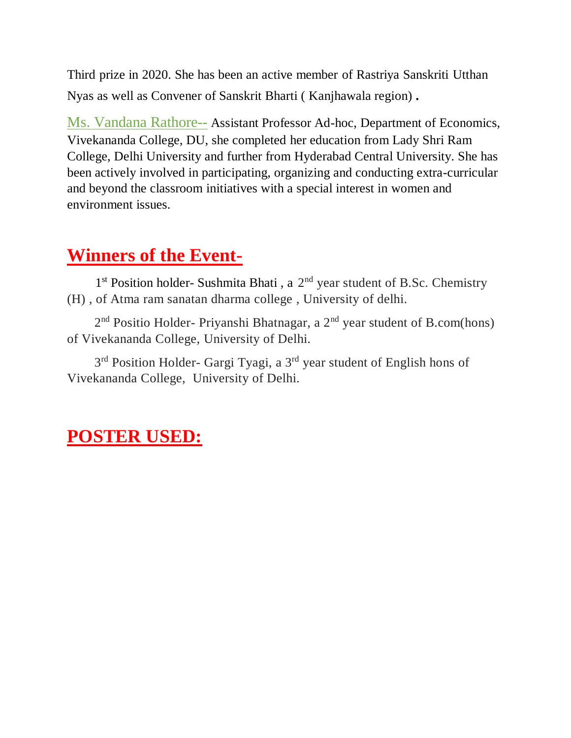Third prize in 2020. She has been an active member of Rastriya Sanskriti Utthan Nyas as well as Convener of Sanskrit Bharti ( Kanjhawala region) **.**

Ms. Vandana Rathore-- Assistant Professor Ad-hoc, Department of Economics, Vivekananda College, DU, she completed her education from Lady Shri Ram College, Delhi University and further from Hyderabad Central University. She has been actively involved in participating, organizing and conducting extra-curricular and beyond the classroom initiatives with a special interest in women and environment issues.

## Winners of the Event-

1st Position holder- Sushmita Bhati , a 2nd year student of B.Sc. Chemistry (H) , of Atma ram sanatan dharma college , University of delhi.

2nd Positio Holder- Priyanshi Bhatnagar, a 2nd year student of B.com(hons) of Vivekananda College, University of Delhi.

3rd Position Holder- Gargi Tyagi, a 3rd year student of English hons of Vivekananda College, University of Delhi.

## POSTER USED: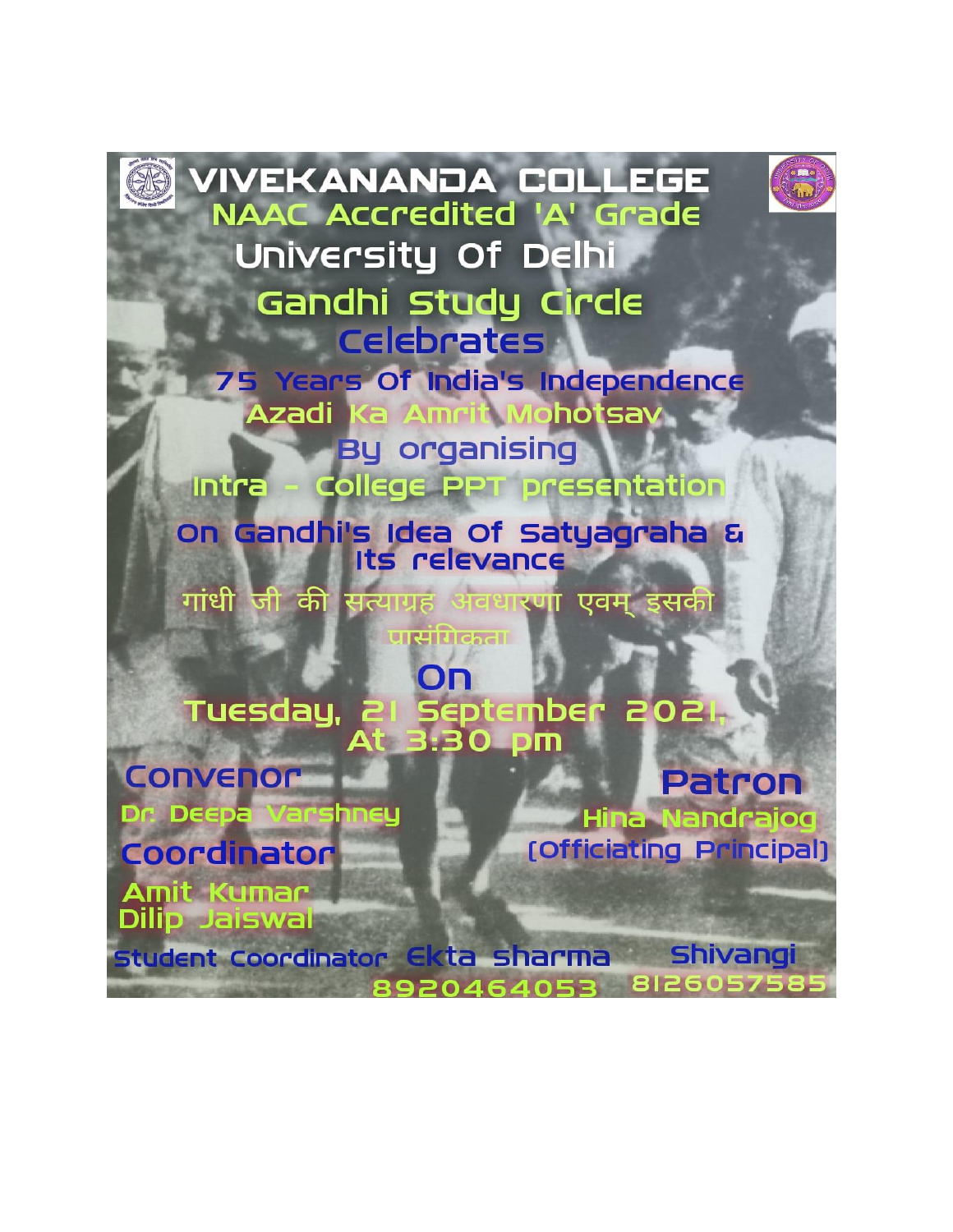# VIVEKANANDA COLLEGE

## NAAC Accredited 'A' Grade

## University Of Delhi

### Gandhi Study Circle

### Celebrates

**75 Years Of India's Independence**

**Azadi Ka Amrit Mohotsav**

By organising

**Intra - College PPT presentation**

**On Gandhi's Idea Of Satyagraha & Its relevance**

गांधी जी की सत्याग्रह अवधारणा एवम् इसकी प्रासंगिकता

On

**Tuesday, 21 September 2021, At 3:30 pm**

**Convenor**

Dr. Deepa Varshney

**Coordinator**

Amit Kumar

Dilip Jaiswal

**Patron**

Hina Nandrajog

(Officiating Principal)

**Student Coordinator** Ekta sharma 8920464053 Shivangi 8126057585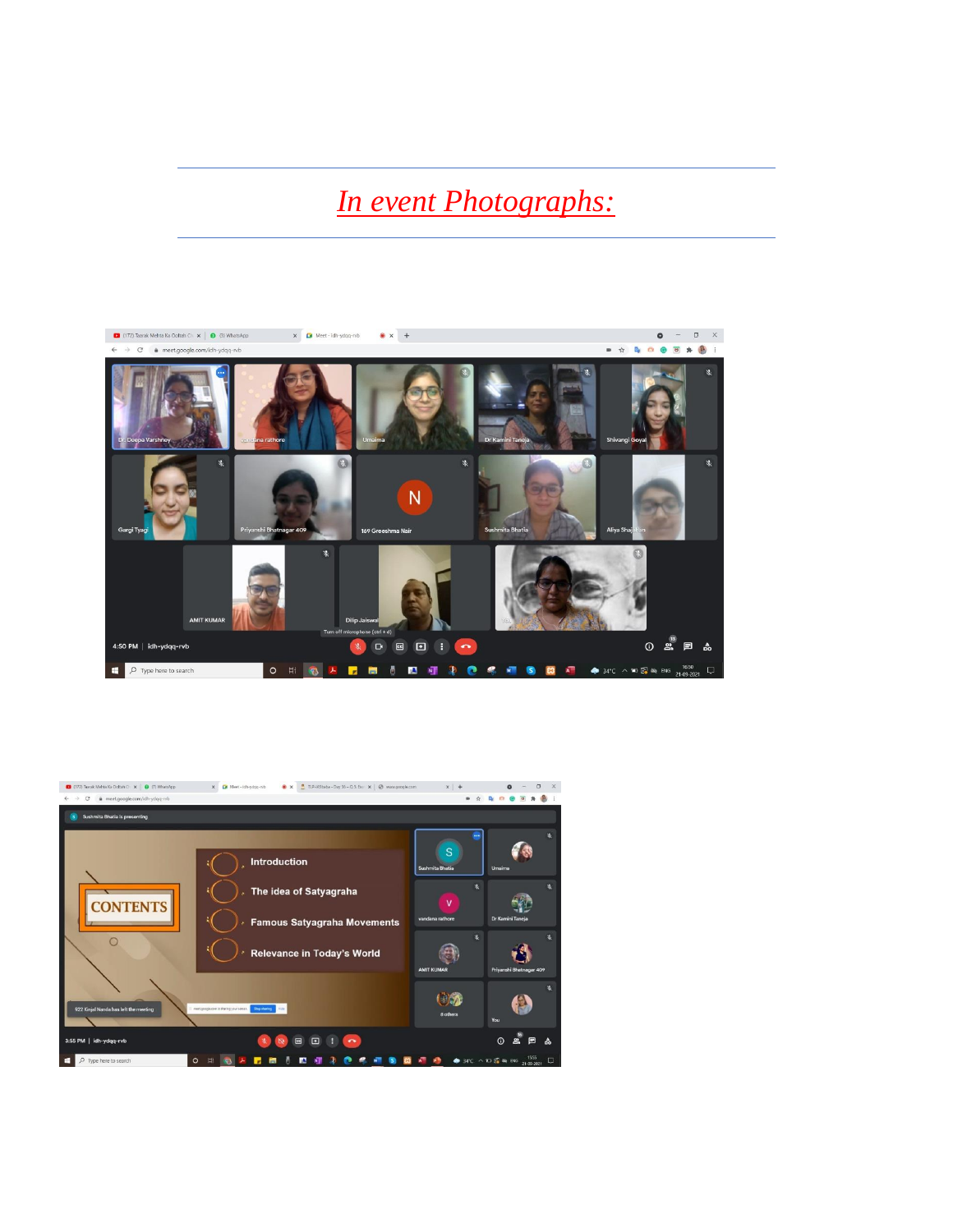*In event Photographs:*